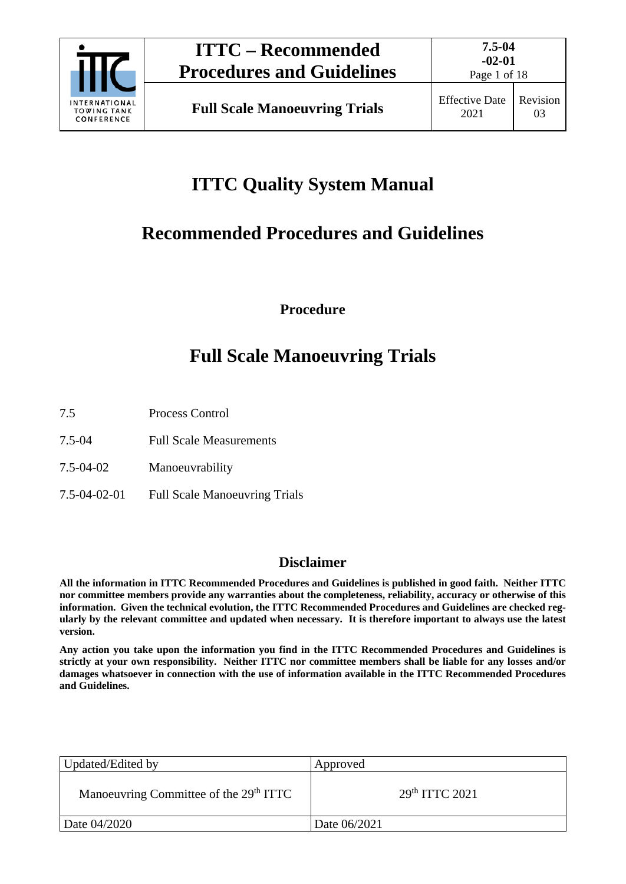# ITTC Quality System Manual

## Recommended Procedures and Guidelines

**Procedure**

# Full Scale Manoeuvring Trials

| | |
|---|---|
| 7.5 | Process Control |
| 7.5-04 | Full Scale Measurements |
| 7.5-04-02 | Manoeuvrability |
| 7.5-04-02-01 | Full Scale Manoeuvring Trials |

## Disclaimer

**All the information in ITTC Recommended Procedures and Guidelines is published in good faith. Neither ITTC nor committee members provide any warranties about the completeness, reliability, accuracy or otherwise of this information. Given the technical evolution, the ITTC Recommended Procedures and Guidelines are checked regularly by the relevant committee and updated when necessary. It is therefore important to always use the latest version.**

**Any action you take upon the information you find in the ITTC Recommended Procedures and Guidelines is strictly at your own responsibility. Neither ITTC nor committee members shall be liable for any losses and/or damages whatsoever in connection with the use of information available in the ITTC Recommended Procedures and Guidelines.**

| Updated/Edited by | Approved |
|---|---|
| Manoeuvring Committee of the 29th ITTC | 29th ITTC 2021 |
| Date 04/2020 | Date 06/2021 |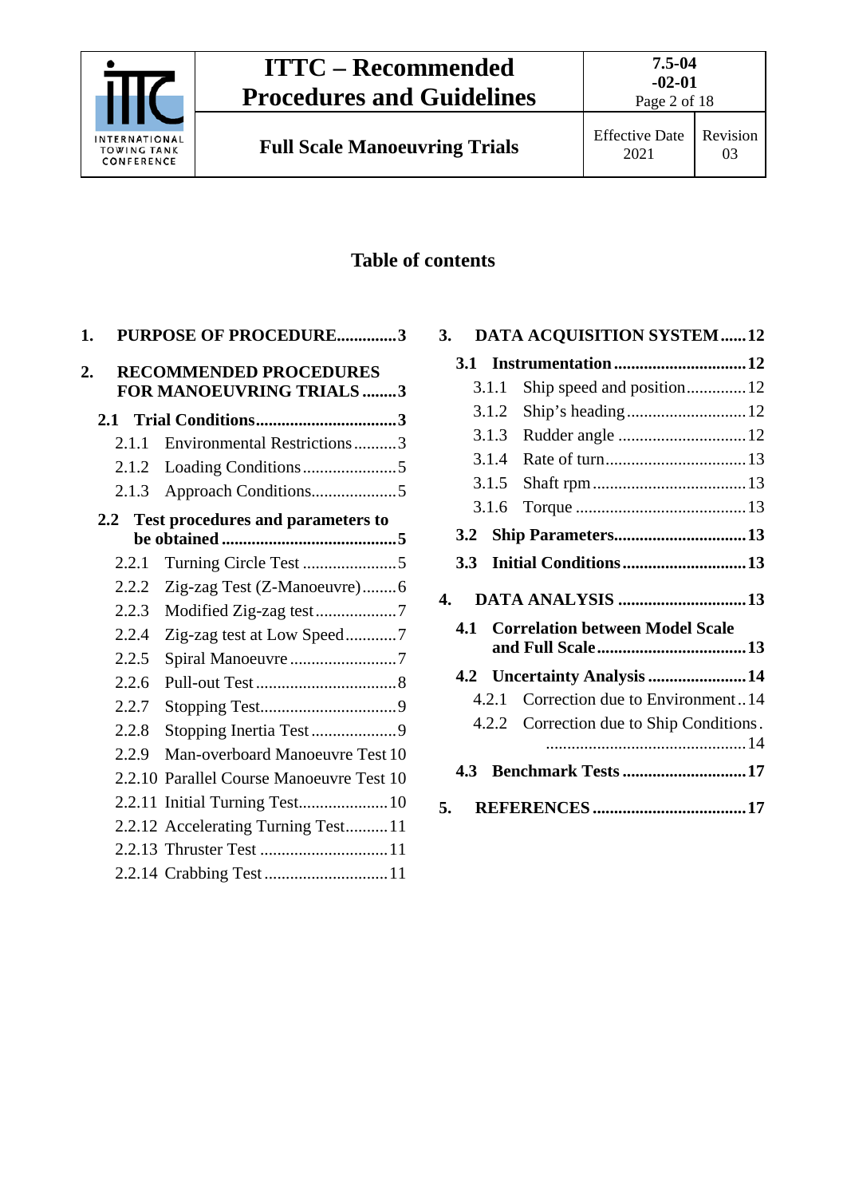## Table of contents

1. **PURPOSE OF PROCEDURE** .............. 3
2. **RECOMMENDED PROCEDURES FOR MANOEUVRING TRIALS** ........ 3
   - **2.1 Trial Conditions** .................. 3
     - 2.1.1 Environmental Restrictions .......... 3
     - 2.1.2 Loading Conditions .................. 5
     - 2.1.3 Approach Conditions .................. 5
   - **2.2 Test procedures and parameters to be obtained** .................. 5
     - 2.2.1 Turning Circle Test .................. 5
     - 2.2.2 Zig-zag Test (Z-Manoeuvre) ........ 6
     - 2.2.3 Modified Zig-zag test .................. 7
     - 2.2.4 Zig-zag test at Low Speed ............ 7
     - 2.2.5 Spiral Manoeuvre .................. 7
     - 2.2.6 Pull-out Test .................. 8
     - 2.2.7 Stopping Test .................. 9
     - 2.2.8 Stopping Inertia Test .................. 9
     - 2.2.9 Man-overboard Manoeuvre Test 10
     - 2.2.10 Parallel Course Manoeuvre Test 10
     - 2.2.11 Initial Turning Test .................. 10
     - 2.2.12 Accelerating Turning Test .......... 11
     - 2.2.13 Thruster Test .................. 11
     - 2.2.14 Crabbing Test .................. 11
3. **DATA ACQUISITION SYSTEM** ...... 12
   - **3.1 Instrumentation** .................. 12
     - 3.1.1 Ship speed and position .............. 12
     - 3.1.2 Ship's heading .................. 12
     - 3.1.3 Rudder angle .................. 12
     - 3.1.4 Rate of turn .................. 13
     - 3.1.5 Shaft rpm .................. 13
     - 3.1.6 Torque .................. 13
   - **3.2 Ship Parameters** .................. 13
   - **3.3 Initial Conditions** .................. 13
4. **DATA ANALYSIS** .................. 13
   - **4.1 Correlation between Model Scale and Full Scale** .................. 13
   - **4.2 Uncertainty Analysis** .................. 14
     - 4.2.1 Correction due to Environment .. 14
     - 4.2.2 Correction due to Ship Conditions. .................. 14
   - **4.3 Benchmark Tests** .................. 17
5. **REFERENCES** .................. 17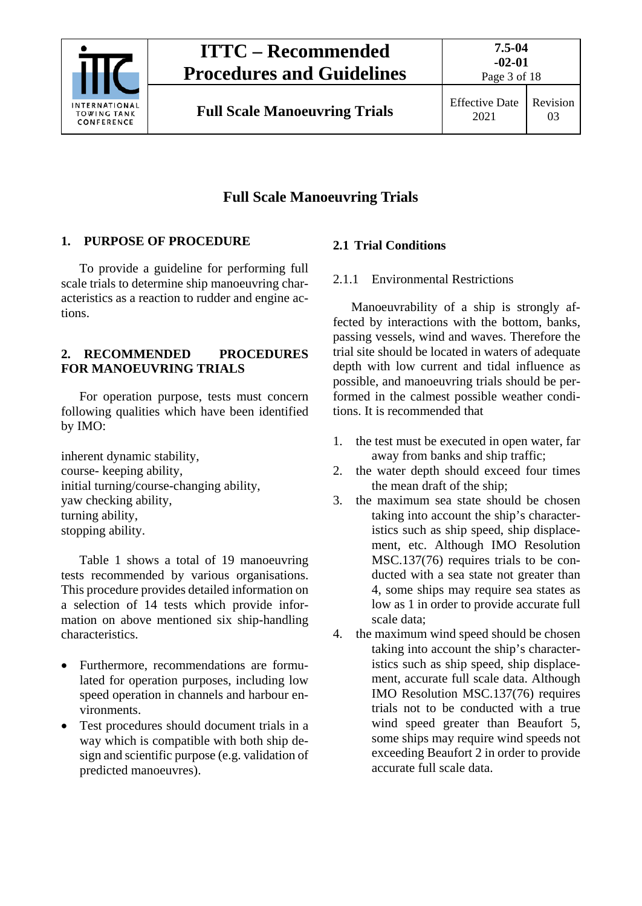# Full Scale Manoeuvring Trials

## 1. PURPOSE OF PROCEDURE

To provide a guideline for performing full scale trials to determine ship manoeuvring characteristics as a reaction to rudder and engine actions.

## 2. RECOMMENDED PROCEDURES FOR MANOEUVRING TRIALS

For operation purpose, tests must concern following qualities which have been identified by IMO:

inherent dynamic stability,
course- keeping ability,
initial turning/course-changing ability,
yaw checking ability,
turning ability,
stopping ability.

Table 1 shows a total of 19 manoeuvring tests recommended by various organisations. This procedure provides detailed information on a selection of 14 tests which provide information on above mentioned six ship-handling characteristics.

- Furthermore, recommendations are formulated for operation purposes, including low speed operation in channels and harbour environments.
- Test procedures should document trials in a way which is compatible with both ship design and scientific purpose (e.g. validation of predicted manoeuvres).

### 2.1 Trial Conditions

#### 2.1.1 Environmental Restrictions

Manoeuvrability of a ship is strongly affected by interactions with the bottom, banks, passing vessels, wind and waves. Therefore the trial site should be located in waters of adequate depth with low current and tidal influence as possible, and manoeuvring trials should be performed in the calmest possible weather conditions. It is recommended that

1. the test must be executed in open water, far away from banks and ship traffic;
2. the water depth should exceed four times the mean draft of the ship;
3. the maximum sea state should be chosen taking into account the ship's characteristics such as ship speed, ship displacement, etc. Although IMO Resolution MSC.137(76) requires trials to be conducted with a sea state not greater than 4, some ships may require sea states as low as 1 in order to provide accurate full scale data;
4. the maximum wind speed should be chosen taking into account the ship's characteristics such as ship speed, ship displacement, accurate full scale data. Although IMO Resolution MSC.137(76) requires trials not to be conducted with a true wind speed greater than Beaufort 5, some ships may require wind speeds not exceeding Beaufort 2 in order to provide accurate full scale data.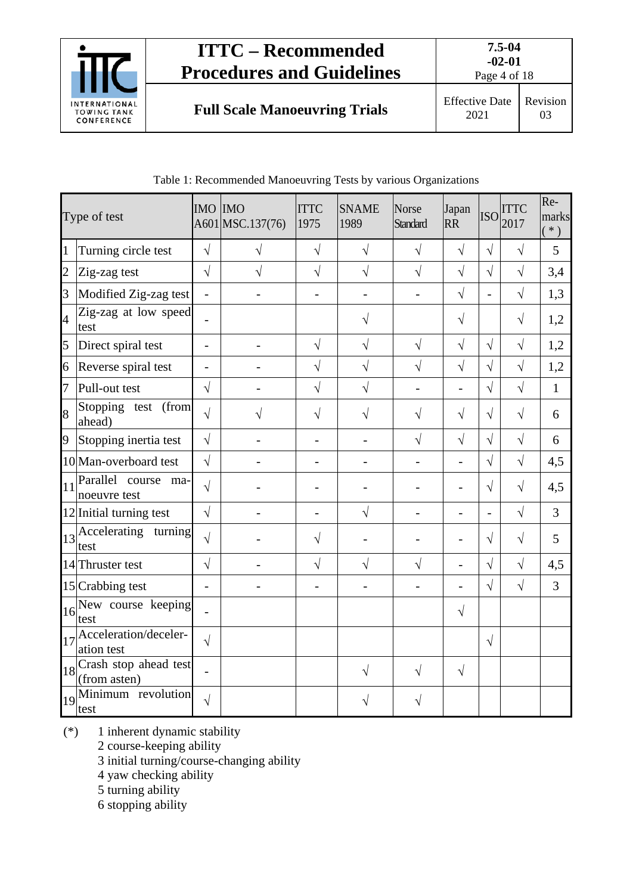Table 1: Recommended Manoeuvring Tests by various Organizations

| | Type of test | IMO A601 | IMO MSC.137(76) | ITTC 1975 | SNAME 1989 | Norse Standard | Japan RR | ISO | ITTC 2017 | Remarks (*) |
|---|---|---|---|---|---|---|---|---|---|---|
| 1 | Turning circle test | √ | √ | √ | √ | √ | √ | √ | √ | 5 |
| 2 | Zig-zag test | √ | √ | √ | √ | √ | √ | √ | √ | 3,4 |
| 3 | Modified Zig-zag test | - | - | - | - | - | √ | - | √ | 1,3 |
| 4 | Zig-zag at low speed test | - | | | √ | | √ | | √ | 1,2 |
| 5 | Direct spiral test | - | - | √ | √ | √ | √ | √ | √ | 1,2 |
| 6 | Reverse spiral test | - | - | √ | √ | √ | √ | √ | √ | 1,2 |
| 7 | Pull-out test | √ | - | √ | √ | - | - | √ | √ | 1 |
| 8 | Stopping test (from ahead) | √ | √ | √ | √ | √ | √ | √ | √ | 6 |
| 9 | Stopping inertia test | √ | - | - | - | √ | √ | √ | √ | 6 |
| 10 | Man-overboard test | √ | - | - | - | - | - | √ | √ | 4,5 |
| 11 | Parallel course manoeuvre test | √ | - | - | - | - | - | √ | √ | 4,5 |
| 12 | Initial turning test | √ | - | - | √ | - | - | - | √ | 3 |
| 13 | Accelerating turning test | √ | - | √ | - | - | - | √ | √ | 5 |
| 14 | Thruster test | √ | - | √ | √ | √ | - | √ | √ | 4,5 |
| 15 | Crabbing test | - | - | - | - | - | - | √ | √ | 3 |
| 16 | New course keeping test | - | | | | | √ | | | |
| 17 | Acceleration/deceleration test | √ | | | | | | √ | | |
| 18 | Crash stop ahead test (from asten) | - | | | √ | √ | √ | | | |
| 19 | Minimum revolution test | √ | | | √ | √ | | | | |

(*) 1 inherent dynamic stability
2 course-keeping ability
3 initial turning/course-changing ability
4 yaw checking ability
5 turning ability
6 stopping ability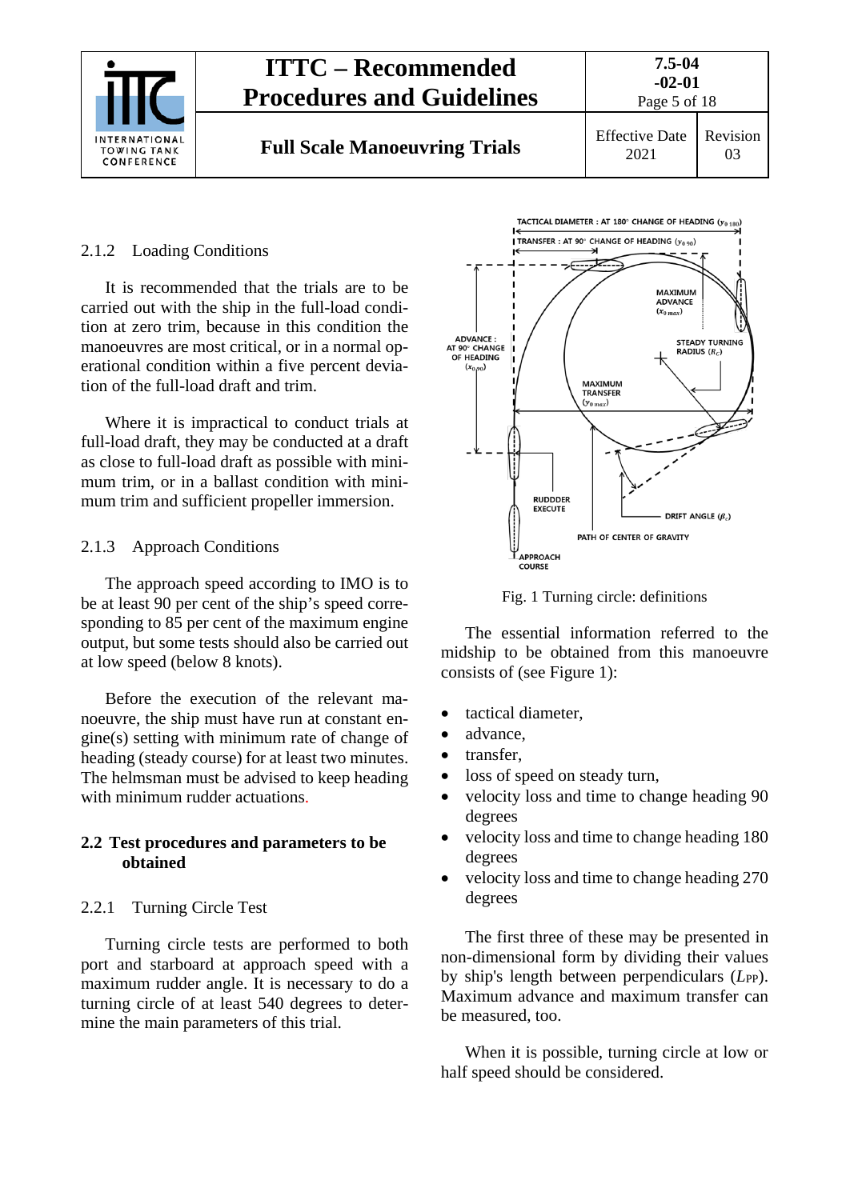### 2.1.2 Loading Conditions

It is recommended that the trials are to be carried out with the ship in the full-load condition at zero trim, because in this condition the manoeuvres are most critical, or in a normal operational condition within a five percent deviation of the full-load draft and trim.

Where it is impractical to conduct trials at full-load draft, they may be conducted at a draft as close to full-load draft as possible with minimum trim, or in a ballast condition with minimum trim and sufficient propeller immersion.

### 2.1.3 Approach Conditions

The approach speed according to IMO is to be at least 90 per cent of the ship's speed corresponding to 85 per cent of the maximum engine output, but some tests should also be carried out at low speed (below 8 knots).

Before the execution of the relevant manoeuvre, the ship must have run at constant engine(s) setting with minimum rate of change of heading (steady course) for at least two minutes. The helmsman must be advised to keep heading with minimum rudder actuations.

## 2.2 Test procedures and parameters to be obtained

### 2.2.1 Turning Circle Test

Turning circle tests are performed to both port and starboard at approach speed with a maximum rudder angle. It is necessary to do a turning circle of at least 540 degrees to determine the main parameters of this trial.

Fig. 1 Turning circle: definitions

The essential information referred to the midship to be obtained from this manoeuvre consists of (see Figure 1):

- tactical diameter,
- advance,
- transfer,
- loss of speed on steady turn,
- velocity loss and time to change heading 90 degrees
- velocity loss and time to change heading 180 degrees
- velocity loss and time to change heading 270 degrees

The first three of these may be presented in non-dimensional form by dividing their values by ship's length between perpendiculars ($L_{PP}$). Maximum advance and maximum transfer can be measured, too.

When it is possible, turning circle at low or half speed should be considered.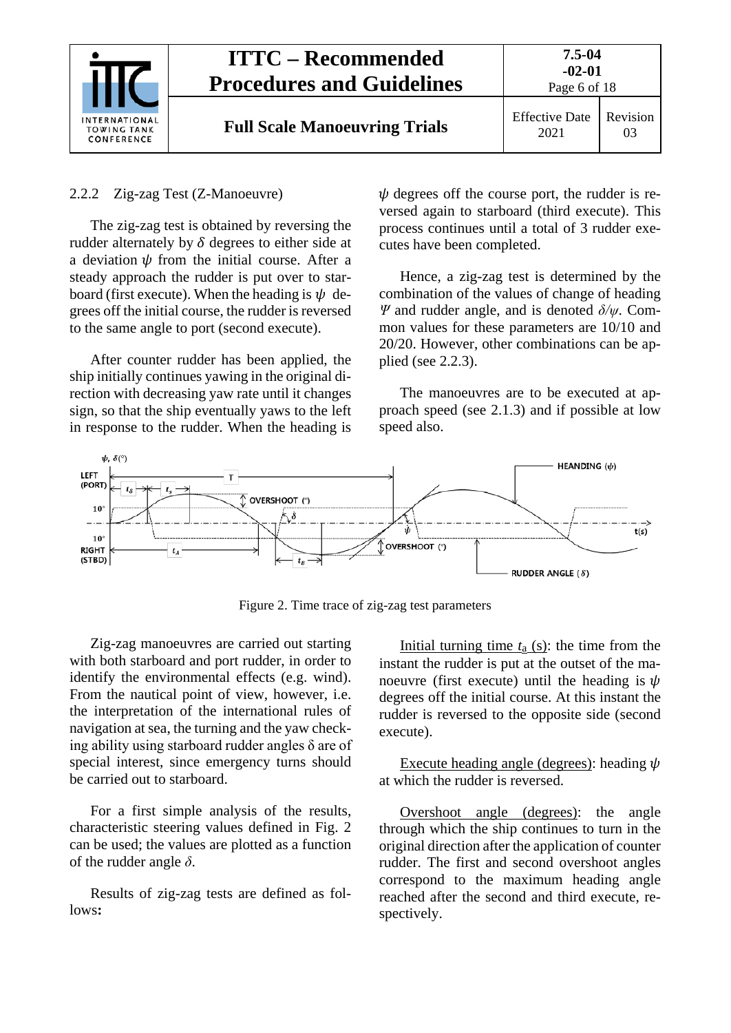### 2.2.2 Zig-zag Test (Z-Manoeuvre)

The zig-zag test is obtained by reversing the rudder alternately by $\delta$ degrees to either side at a deviation $\psi$ from the initial course. After a steady approach the rudder is put over to starboard (first execute). When the heading is $\psi$ degrees off the initial course, the rudder is reversed to the same angle to port (second execute).

After counter rudder has been applied, the ship initially continues yawing in the original direction with decreasing yaw rate until it changes sign, so that the ship eventually yaws to the left in response to the rudder. When the heading is $\psi$ degrees off the course port, the rudder is reversed again to starboard (third execute). This process continues until a total of 3 rudder executes have been completed.

Hence, a zig-zag test is determined by the combination of the values of change of heading $\Psi$ and rudder angle, and is denoted $\delta/\psi$. Common values for these parameters are 10/10 and 20/20. However, other combinations can be applied (see 2.2.3).

The manoeuvres are to be executed at approach speed (see 2.1.3) and if possible at low speed also.

Figure 2. Time trace of zig-zag test parameters

Zig-zag manoeuvres are carried out starting with both starboard and port rudder, in order to identify the environmental effects (e.g. wind). From the nautical point of view, however, i.e. the interpretation of the international rules of navigation at sea, the turning and the yaw checking ability using starboard rudder angles $\delta$ are of special interest, since emergency turns should be carried out to starboard.

For a first simple analysis of the results, characteristic steering values defined in Fig. 2 can be used; the values are plotted as a function of the rudder angle $\delta$.

Results of zig-zag tests are defined as follows**:**

Initial turning time $t_a$ (s): the time from the instant the rudder is put at the outset of the manoeuvre (first execute) until the heading is $\psi$ degrees off the initial course. At this instant the rudder is reversed to the opposite side (second execute).

Execute heading angle (degrees): heading $\psi$ at which the rudder is reversed.

Overshoot angle (degrees): the angle through which the ship continues to turn in the original direction after the application of counter rudder. The first and second overshoot angles correspond to the maximum heading angle reached after the second and third execute, respectively.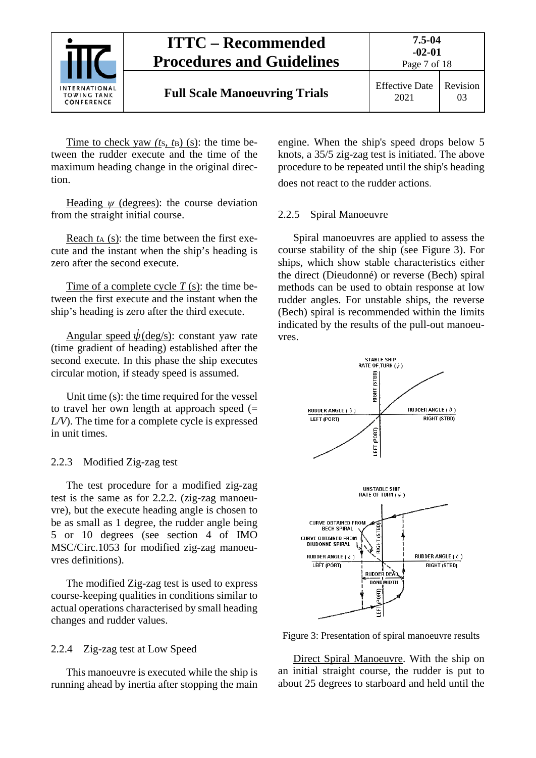Time to check yaw ($t_S$, $t_B$) (s): the time between the rudder execute and the time of the maximum heading change in the original direction.

Heading $\psi$ (degrees): the course deviation from the straight initial course.

Reach $t_A$ (s): the time between the first execute and the instant when the ship's heading is zero after the second execute.

Time of a complete cycle $T$ (s): the time between the first execute and the instant when the ship's heading is zero after the third execute.

Angular speed $\dot{\psi}$(deg/s): constant yaw rate (time gradient of heading) established after the second execute. In this phase the ship executes circular motion, if steady speed is assumed.

Unit time (s): the time required for the vessel to travel her own length at approach speed (= $L/V$). The time for a complete cycle is expressed in unit times.

### 2.2.3 Modified Zig-zag test

The test procedure for a modified zig-zag test is the same as for 2.2.2. (zig-zag manoeuvre), but the execute heading angle is chosen to be as small as 1 degree, the rudder angle being 5 or 10 degrees (see section 4 of IMO MSC/Circ.1053 for modified zig-zag manoeuvres definitions).

The modified Zig-zag test is used to express course-keeping qualities in conditions similar to actual operations characterised by small heading changes and rudder values.

### 2.2.4 Zig-zag test at Low Speed

This manoeuvre is executed while the ship is running ahead by inertia after stopping the main engine. When the ship's speed drops below 5 knots, a 35/5 zig-zag test is initiated. The above procedure to be repeated until the ship's heading does not react to the rudder actions.

### 2.2.5 Spiral Manoeuvre

Spiral manoeuvres are applied to assess the course stability of the ship (see Figure 3). For ships, which show stable characteristics either the direct (Dieudonné) or reverse (Bech) spiral methods can be used to obtain response at low rudder angles. For unstable ships, the reverse (Bech) spiral is recommended within the limits indicated by the results of the pull-out manoeuvres.

Figure 3: Presentation of spiral manoeuvre results

Direct Spiral Manoeuvre. With the ship on an initial straight course, the rudder is put to about 25 degrees to starboard and held until the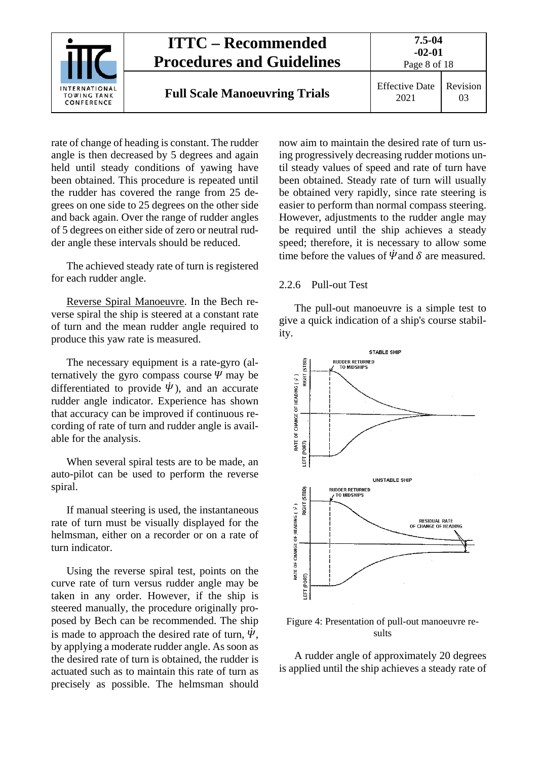rate of change of heading is constant. The rudder angle is then decreased by 5 degrees and again held until steady conditions of yawing have been obtained. This procedure is repeated until the rudder has covered the range from 25 degrees on one side to 25 degrees on the other side and back again. Over the range of rudder angles of 5 degrees on either side of zero or neutral rudder angle these intervals should be reduced.

The achieved steady rate of turn is registered for each rudder angle.

Reverse Spiral Manoeuvre. In the Bech reverse spiral the ship is steered at a constant rate of turn and the mean rudder angle required to produce this yaw rate is measured.

The necessary equipment is a rate-gyro (alternatively the gyro compass course $\Psi$ may be differentiated to provide $\dot{\Psi}$), and an accurate rudder angle indicator. Experience has shown that accuracy can be improved if continuous recording of rate of turn and rudder angle is available for the analysis.

When several spiral tests are to be made, an auto-pilot can be used to perform the reverse spiral.

If manual steering is used, the instantaneous rate of turn must be visually displayed for the helmsman, either on a recorder or on a rate of turn indicator.

Using the reverse spiral test, points on the curve rate of turn versus rudder angle may be taken in any order. However, if the ship is steered manually, the procedure originally proposed by Bech can be recommended. The ship is made to approach the desired rate of turn, $\dot{\Psi}$, by applying a moderate rudder angle. As soon as the desired rate of turn is obtained, the rudder is actuated such as to maintain this rate of turn as precisely as possible. The helmsman should now aim to maintain the desired rate of turn using progressively decreasing rudder motions until steady values of speed and rate of turn have been obtained. Steady rate of turn will usually be obtained very rapidly, since rate steering is easier to perform than normal compass steering. However, adjustments to the rudder angle may be required until the ship achieves a steady speed; therefore, it is necessary to allow some time before the values of $\dot{\Psi}$ and $\delta$ are measured.

### 2.2.6 Pull-out Test

The pull-out manoeuvre is a simple test to give a quick indication of a ship's course stability.

Figure 4: Presentation of pull-out manoeuvre results

A rudder angle of approximately 20 degrees is applied until the ship achieves a steady rate of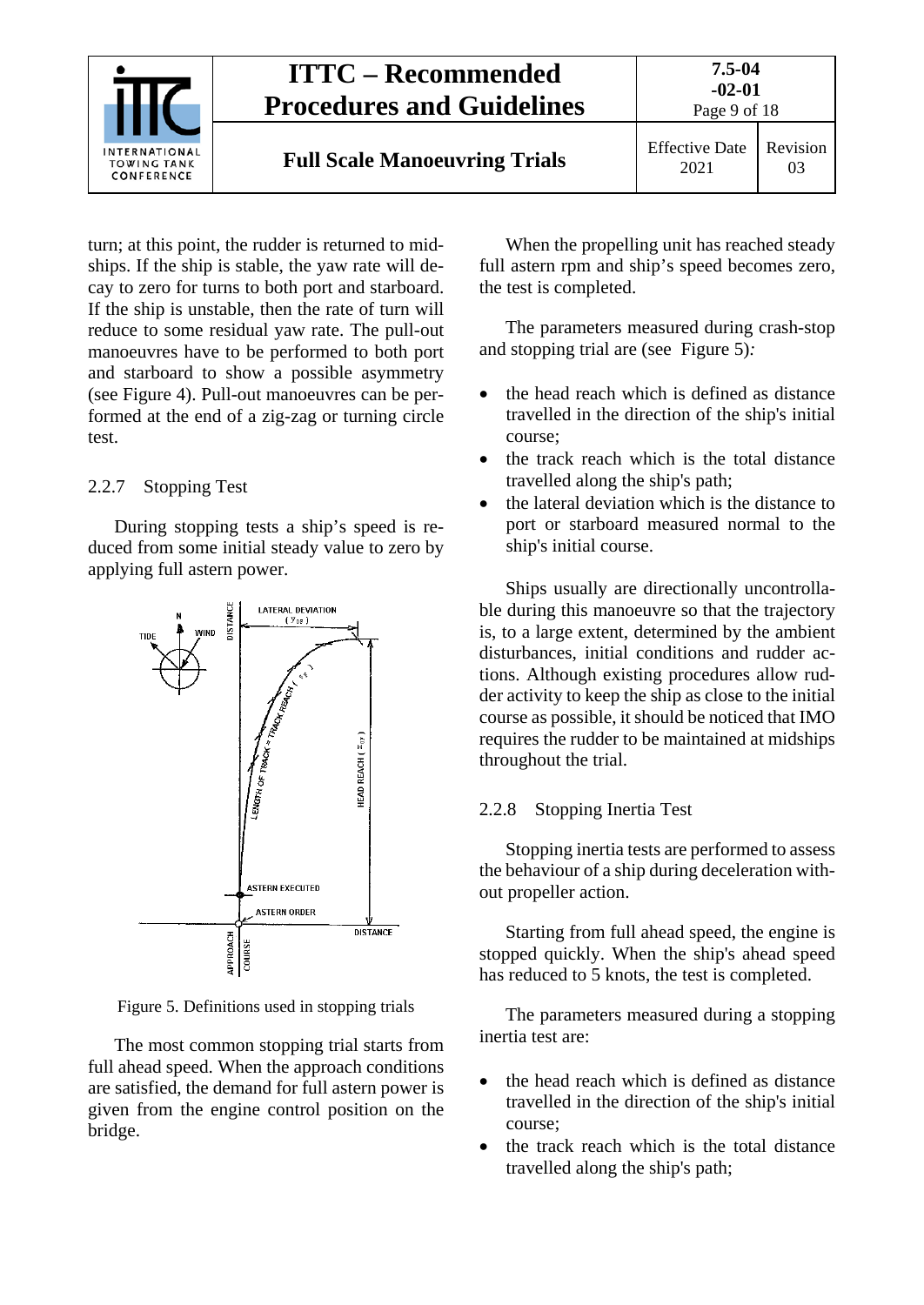turn; at this point, the rudder is returned to midships. If the ship is stable, the yaw rate will decay to zero for turns to both port and starboard. If the ship is unstable, then the rate of turn will reduce to some residual yaw rate. The pull-out manoeuvres have to be performed to both port and starboard to show a possible asymmetry (see Figure 4). Pull-out manoeuvres can be performed at the end of a zig-zag or turning circle test.

### 2.2.7 Stopping Test

During stopping tests a ship's speed is reduced from some initial steady value to zero by applying full astern power.

Figure 5. Definitions used in stopping trials

The most common stopping trial starts from full ahead speed. When the approach conditions are satisfied, the demand for full astern power is given from the engine control position on the bridge.

When the propelling unit has reached steady full astern rpm and ship's speed becomes zero, the test is completed.

The parameters measured during crash-stop and stopping trial are (see Figure 5):

- the head reach which is defined as distance travelled in the direction of the ship's initial course;
- the track reach which is the total distance travelled along the ship's path;
- the lateral deviation which is the distance to port or starboard measured normal to the ship's initial course.

Ships usually are directionally uncontrollable during this manoeuvre so that the trajectory is, to a large extent, determined by the ambient disturbances, initial conditions and rudder actions. Although existing procedures allow rudder activity to keep the ship as close to the initial course as possible, it should be noticed that IMO requires the rudder to be maintained at midships throughout the trial.

### 2.2.8 Stopping Inertia Test

Stopping inertia tests are performed to assess the behaviour of a ship during deceleration without propeller action.

Starting from full ahead speed, the engine is stopped quickly. When the ship's ahead speed has reduced to 5 knots, the test is completed.

The parameters measured during a stopping inertia test are:

- the head reach which is defined as distance travelled in the direction of the ship's initial course;
- the track reach which is the total distance travelled along the ship's path;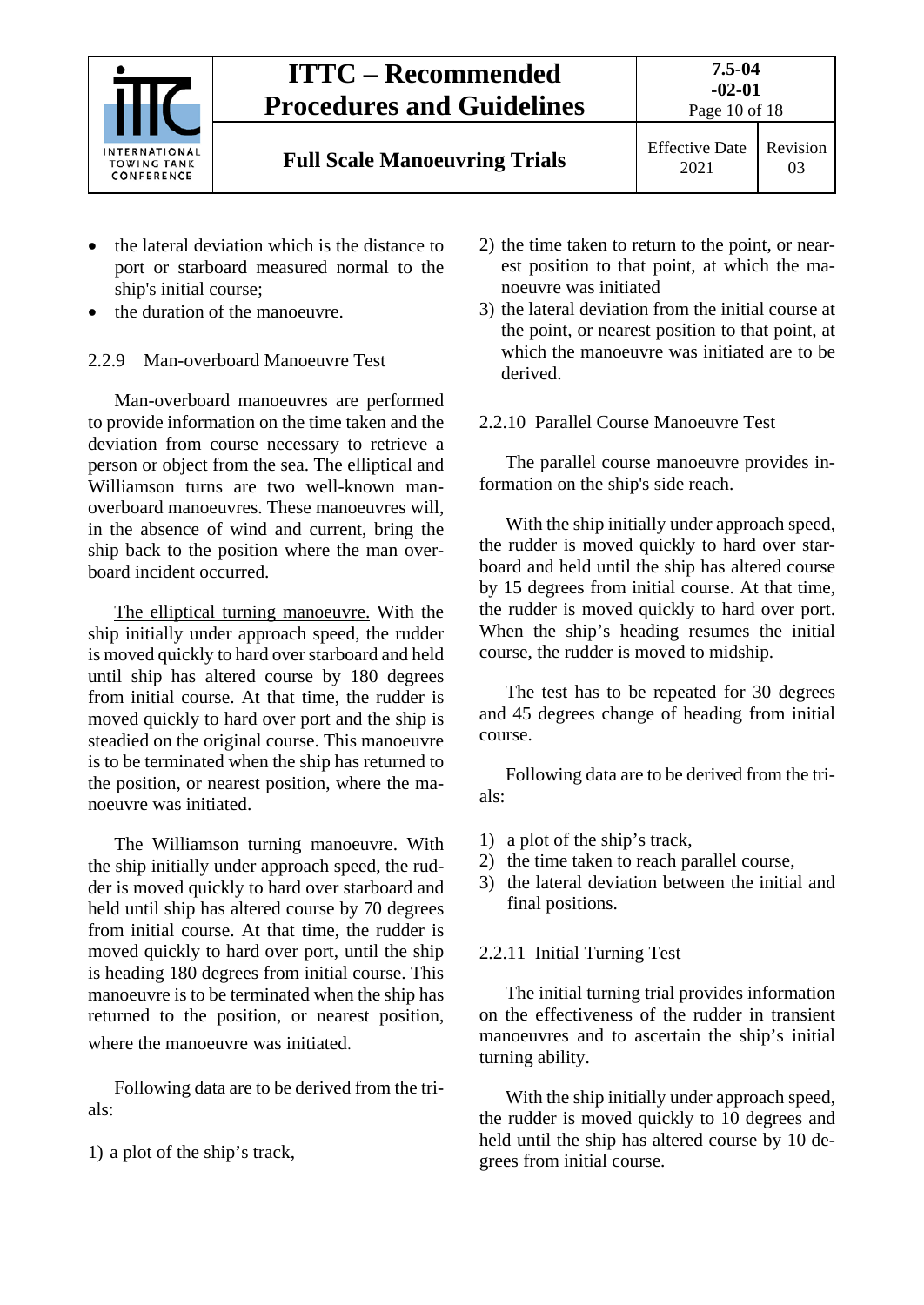- the lateral deviation which is the distance to port or starboard measured normal to the ship's initial course;
- the duration of the manoeuvre.

#### 2.2.9 Man-overboard Manoeuvre Test

Man-overboard manoeuvres are performed to provide information on the time taken and the deviation from course necessary to retrieve a person or object from the sea. The elliptical and Williamson turns are two well-known man-overboard manoeuvres. These manoeuvres will, in the absence of wind and current, bring the ship back to the position where the man overboard incident occurred.

The elliptical turning manoeuvre. With the ship initially under approach speed, the rudder is moved quickly to hard over starboard and held until ship has altered course by 180 degrees from initial course. At that time, the rudder is moved quickly to hard over port and the ship is steadied on the original course. This manoeuvre is to be terminated when the ship has returned to the position, or nearest position, where the manoeuvre was initiated.

The Williamson turning manoeuvre. With the ship initially under approach speed, the rudder is moved quickly to hard over starboard and held until ship has altered course by 70 degrees from initial course. At that time, the rudder is moved quickly to hard over port, until the ship is heading 180 degrees from initial course. This manoeuvre is to be terminated when the ship has returned to the position, or nearest position, where the manoeuvre was initiated.

Following data are to be derived from the trials:

1) a plot of the ship's track,
2) the time taken to return to the point, or nearest position to that point, at which the manoeuvre was initiated
3) the lateral deviation from the initial course at the point, or nearest position to that point, at which the manoeuvre was initiated are to be derived.

#### 2.2.10 Parallel Course Manoeuvre Test

The parallel course manoeuvre provides information on the ship's side reach.

With the ship initially under approach speed, the rudder is moved quickly to hard over starboard and held until the ship has altered course by 15 degrees from initial course. At that time, the rudder is moved quickly to hard over port. When the ship's heading resumes the initial course, the rudder is moved to midship.

The test has to be repeated for 30 degrees and 45 degrees change of heading from initial course.

Following data are to be derived from the trials:

1) a plot of the ship's track,
2) the time taken to reach parallel course,
3) the lateral deviation between the initial and final positions.

#### 2.2.11 Initial Turning Test

The initial turning trial provides information on the effectiveness of the rudder in transient manoeuvres and to ascertain the ship's initial turning ability.

With the ship initially under approach speed, the rudder is moved quickly to 10 degrees and held until the ship has altered course by 10 degrees from initial course.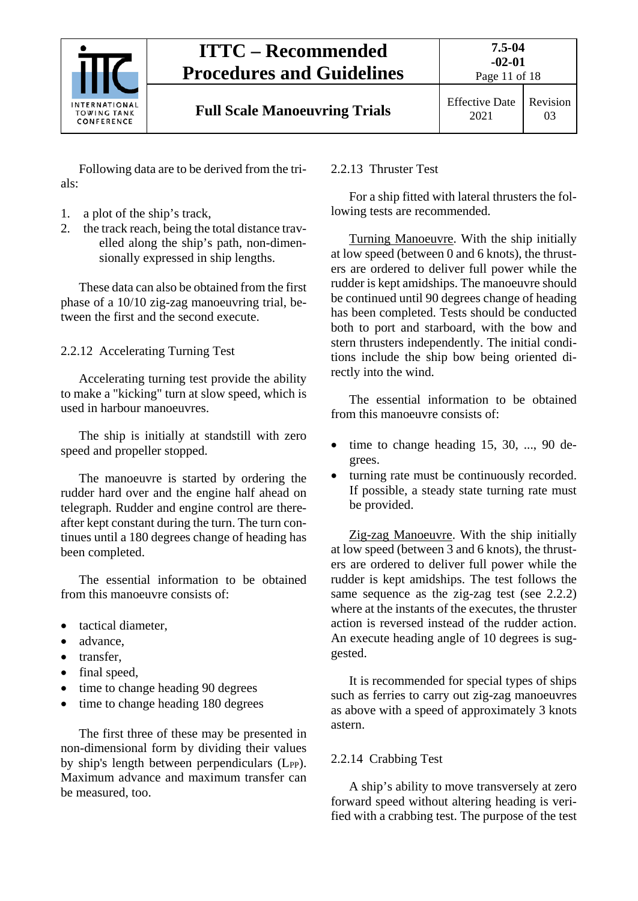Following data are to be derived from the trials:

1. a plot of the ship's track,
2. the track reach, being the total distance travelled along the ship's path, non-dimensionally expressed in ship lengths.

These data can also be obtained from the first phase of a 10/10 zig-zag manoeuvring trial, between the first and the second execute.

### 2.2.12 Accelerating Turning Test

Accelerating turning test provide the ability to make a "kicking" turn at slow speed, which is used in harbour manoeuvres.

The ship is initially at standstill with zero speed and propeller stopped.

The manoeuvre is started by ordering the rudder hard over and the engine half ahead on telegraph. Rudder and engine control are thereafter kept constant during the turn. The turn continues until a 180 degrees change of heading has been completed.

The essential information to be obtained from this manoeuvre consists of:

- tactical diameter,
- advance,
- transfer,
- final speed,
- time to change heading 90 degrees
- time to change heading 180 degrees

The first three of these may be presented in non-dimensional form by dividing their values by ship's length between perpendiculars ($L_{PP}$). Maximum advance and maximum transfer can be measured, too.

### 2.2.13 Thruster Test

For a ship fitted with lateral thrusters the following tests are recommended.

Turning Manoeuvre. With the ship initially at low speed (between 0 and 6 knots), the thrusters are ordered to deliver full power while the rudder is kept amidships. The manoeuvre should be continued until 90 degrees change of heading has been completed. Tests should be conducted both to port and starboard, with the bow and stern thrusters independently. The initial conditions include the ship bow being oriented directly into the wind.

The essential information to be obtained from this manoeuvre consists of:

- time to change heading 15, 30, ..., 90 degrees.
- turning rate must be continuously recorded. If possible, a steady state turning rate must be provided.

Zig-zag Manoeuvre. With the ship initially at low speed (between 3 and 6 knots), the thrusters are ordered to deliver full power while the rudder is kept amidships. The test follows the same sequence as the zig-zag test (see 2.2.2) where at the instants of the executes, the thruster action is reversed instead of the rudder action. An execute heading angle of 10 degrees is suggested.

It is recommended for special types of ships such as ferries to carry out zig-zag manoeuvres as above with a speed of approximately 3 knots astern.

### 2.2.14 Crabbing Test

A ship's ability to move transversely at zero forward speed without altering heading is verified with a crabbing test. The purpose of the test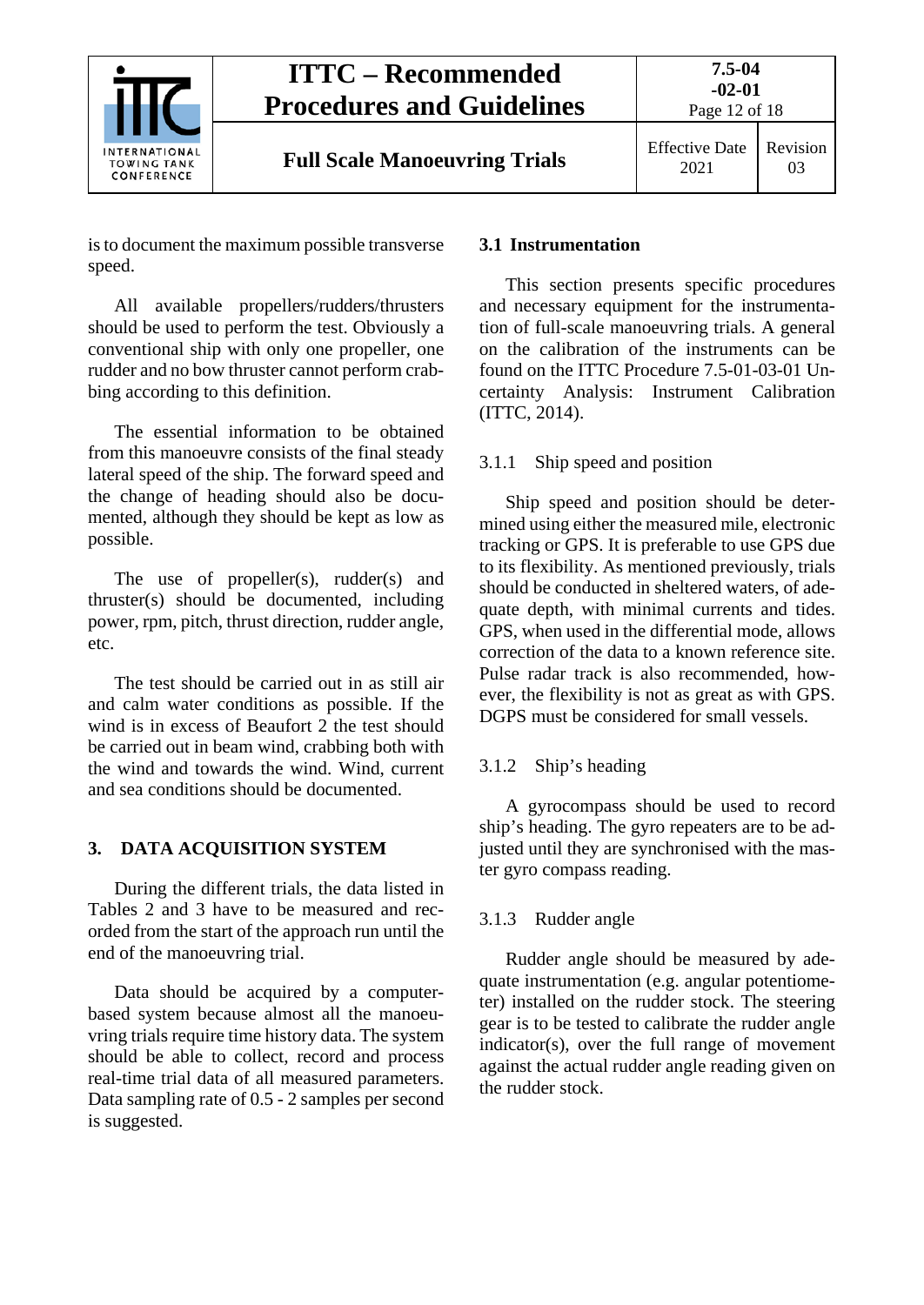is to document the maximum possible transverse speed.

All available propellers/rudders/thrusters should be used to perform the test. Obviously a conventional ship with only one propeller, one rudder and no bow thruster cannot perform crabbing according to this definition.

The essential information to be obtained from this manoeuvre consists of the final steady lateral speed of the ship. The forward speed and the change of heading should also be documented, although they should be kept as low as possible.

The use of propeller(s), rudder(s) and thruster(s) should be documented, including power, rpm, pitch, thrust direction, rudder angle, etc.

The test should be carried out in as still air and calm water conditions as possible. If the wind is in excess of Beaufort 2 the test should be carried out in beam wind, crabbing both with the wind and towards the wind. Wind, current and sea conditions should be documented.

## 3. DATA ACQUISITION SYSTEM

During the different trials, the data listed in Tables 2 and 3 have to be measured and recorded from the start of the approach run until the end of the manoeuvring trial.

Data should be acquired by a computer-based system because almost all the manoeuvring trials require time history data. The system should be able to collect, record and process real-time trial data of all measured parameters. Data sampling rate of 0.5 - 2 samples per second is suggested.

### 3.1 Instrumentation

This section presents specific procedures and necessary equipment for the instrumentation of full-scale manoeuvring trials. A general on the calibration of the instruments can be found on the ITTC Procedure 7.5-01-03-01 Uncertainty Analysis: Instrument Calibration (ITTC, 2014).

#### 3.1.1 Ship speed and position

Ship speed and position should be determined using either the measured mile, electronic tracking or GPS. It is preferable to use GPS due to its flexibility. As mentioned previously, trials should be conducted in sheltered waters, of adequate depth, with minimal currents and tides. GPS, when used in the differential mode, allows correction of the data to a known reference site. Pulse radar track is also recommended, however, the flexibility is not as great as with GPS. DGPS must be considered for small vessels.

#### 3.1.2 Ship's heading

A gyrocompass should be used to record ship's heading. The gyro repeaters are to be adjusted until they are synchronised with the master gyro compass reading.

#### 3.1.3 Rudder angle

Rudder angle should be measured by adequate instrumentation (e.g. angular potentiometer) installed on the rudder stock. The steering gear is to be tested to calibrate the rudder angle indicator(s), over the full range of movement against the actual rudder angle reading given on the rudder stock.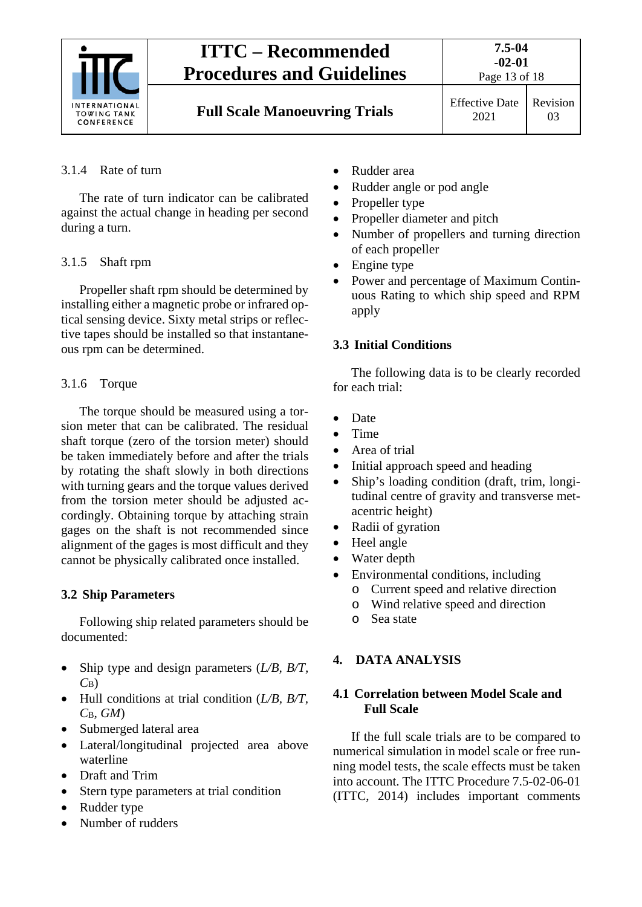### 3.1.4 Rate of turn

The rate of turn indicator can be calibrated against the actual change in heading per second during a turn.

### 3.1.5 Shaft rpm

Propeller shaft rpm should be determined by installing either a magnetic probe or infrared optical sensing device. Sixty metal strips or reflective tapes should be installed so that instantaneous rpm can be determined.

### 3.1.6 Torque

The torque should be measured using a torsion meter that can be calibrated. The residual shaft torque (zero of the torsion meter) should be taken immediately before and after the trials by rotating the shaft slowly in both directions with turning gears and the torque values derived from the torsion meter should be adjusted accordingly. Obtaining torque by attaching strain gages on the shaft is not recommended since alignment of the gages is most difficult and they cannot be physically calibrated once installed.

## 3.2 Ship Parameters

Following ship related parameters should be documented:

- Ship type and design parameters ($L/B$, $B/T$, $C_B$)
- Hull conditions at trial condition ($L/B$, $B/T$, $C_B$, $GM$)
- Submerged lateral area
- Lateral/longitudinal projected area above waterline
- Draft and Trim
- Stern type parameters at trial condition
- Rudder type
- Number of rudders
- Rudder area
- Rudder angle or pod angle
- Propeller type
- Propeller diameter and pitch
- Number of propellers and turning direction of each propeller
- Engine type
- Power and percentage of Maximum Continuous Rating to which ship speed and RPM apply

## 3.3 Initial Conditions

The following data is to be clearly recorded for each trial:

- Date
- Time
- Area of trial
- Initial approach speed and heading
- Ship's loading condition (draft, trim, longitudinal centre of gravity and transverse metacentric height)
- Radii of gyration
- Heel angle
- Water depth
- Environmental conditions, including
  - Current speed and relative direction
  - Wind relative speed and direction
  - Sea state

# 4. DATA ANALYSIS

## 4.1 Correlation between Model Scale and Full Scale

If the full scale trials are to be compared to numerical simulation in model scale or free running model tests, the scale effects must be taken into account. The ITTC Procedure 7.5-02-06-01 (ITTC, 2014) includes important comments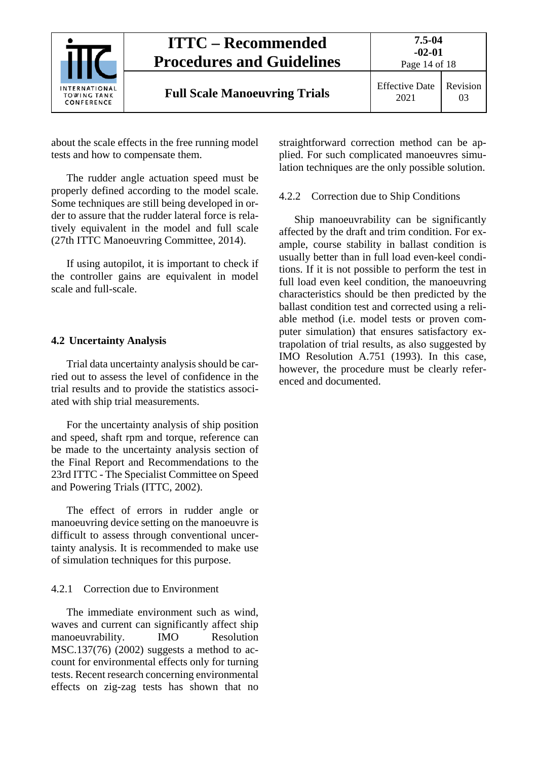about the scale effects in the free running model tests and how to compensate them.

The rudder angle actuation speed must be properly defined according to the model scale. Some techniques are still being developed in order to assure that the rudder lateral force is relatively equivalent in the model and full scale (27th ITTC Manoeuvring Committee, 2014).

If using autopilot, it is important to check if the controller gains are equivalent in model scale and full-scale.

## 4.2 Uncertainty Analysis

Trial data uncertainty analysis should be carried out to assess the level of confidence in the trial results and to provide the statistics associated with ship trial measurements.

For the uncertainty analysis of ship position and speed, shaft rpm and torque, reference can be made to the uncertainty analysis section of the Final Report and Recommendations to the 23rd ITTC - The Specialist Committee on Speed and Powering Trials (ITTC, 2002).

The effect of errors in rudder angle or manoeuvring device setting on the manoeuvre is difficult to assess through conventional uncertainty analysis. It is recommended to make use of simulation techniques for this purpose.

### 4.2.1 Correction due to Environment

The immediate environment such as wind, waves and current can significantly affect ship manoeuvrability. IMO Resolution MSC.137(76) (2002) suggests a method to account for environmental effects only for turning tests. Recent research concerning environmental effects on zig-zag tests has shown that no straightforward correction method can be applied. For such complicated manoeuvres simulation techniques are the only possible solution.

### 4.2.2 Correction due to Ship Conditions

Ship manoeuvrability can be significantly affected by the draft and trim condition. For example, course stability in ballast condition is usually better than in full load even-keel conditions. If it is not possible to perform the test in full load even keel condition, the manoeuvring characteristics should be then predicted by the ballast condition test and corrected using a reliable method (i.e. model tests or proven computer simulation) that ensures satisfactory extrapolation of trial results, as also suggested by IMO Resolution A.751 (1993). In this case, however, the procedure must be clearly referenced and documented.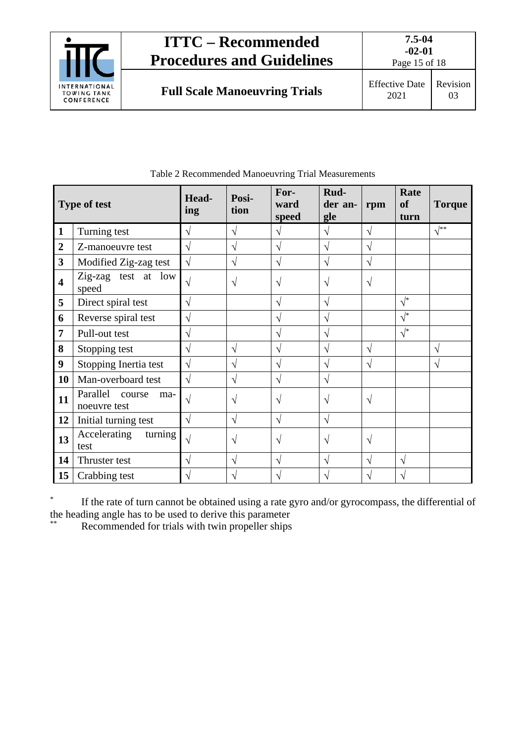Table 2 Recommended Manoeuvring Trial Measurements

| Type of test | | Heading | Position | Forward speed | Rudder angle | rpm | Rate of turn | Torque |
|---|---|---|---|---|---|---|---|---|
| **1** | Turning test | √ | √ | √ | √ | √ | | √** |
| **2** | Z-manoeuvre test | √ | √ | √ | √ | √ | | |
| **3** | Modified Zig-zag test | √ | √ | √ | √ | √ | | |
| **4** | Zig-zag test at low speed | √ | √ | √ | √ | √ | | |
| **5** | Direct spiral test | √ | | √ | √ | | √* | |
| **6** | Reverse spiral test | √ | | √ | √ | | √* | |
| **7** | Pull-out test | √ | | √ | √ | | √* | |
| **8** | Stopping test | √ | √ | √ | √ | √ | | √ |
| **9** | Stopping Inertia test | √ | √ | √ | √ | √ | | √ |
| **10** | Man-overboard test | √ | √ | √ | √ | | | |
| **11** | Parallel course manoeuvre test | √ | √ | √ | √ | √ | | |
| **12** | Initial turning test | √ | √ | √ | √ | | | |
| **13** | Accelerating turning test | √ | √ | √ | √ | √ | | |
| **14** | Thruster test | √ | √ | √ | √ | √ | √ | |
| **15** | Crabbing test | √ | √ | √ | √ | √ | √ | |

\* If the rate of turn cannot be obtained using a rate gyro and/or gyrocompass, the differential of the heading angle has to be used to derive this parameter

** Recommended for trials with twin propeller ships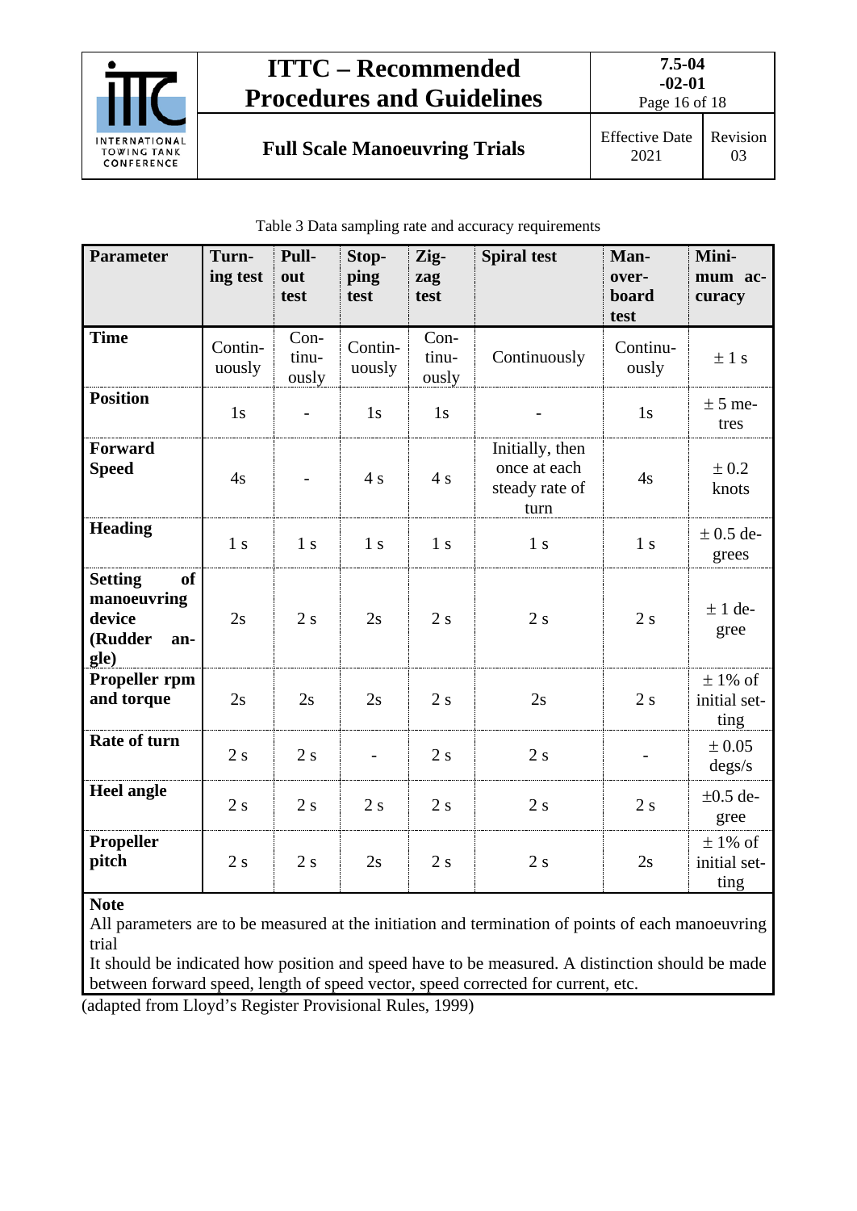Table 3 Data sampling rate and accuracy requirements

| Parameter | Turning test | Pull-out test | Stopping test | Zig-zag test | Spiral test | Man-overboard test | Minimum accuracy |
|---|---|---|---|---|---|---|---|
| **Time** | Continuously | Continuously | Continuously | Continuously | Continuously | Continuously | ± 1 s |
| **Position** | 1s | - | 1s | 1s | - | 1s | ± 5 metres |
| **Forward Speed** | 4s | - | 4 s | 4 s | Initially, then once at each steady rate of turn | 4s | ± 0.2 knots |
| **Heading** | 1 s | 1 s | 1 s | 1 s | 1 s | 1 s | ± 0.5 degrees |
| **Setting of manoeuvring device (Rudder angle)** | 2s | 2 s | 2s | 2 s | 2 s | 2 s | ± 1 degree |
| **Propeller rpm and torque** | 2s | 2s | 2s | 2 s | 2s | 2 s | ± 1% of initial setting |
| **Rate of turn** | 2 s | 2 s | - | 2 s | 2 s | - | ± 0.05 degs/s |
| **Heel angle** | 2 s | 2 s | 2 s | 2 s | 2 s | 2 s | ±0.5 degree |
| **Propeller pitch** | 2 s | 2 s | 2s | 2 s | 2 s | 2s | ± 1% of initial setting |

**Note**

All parameters are to be measured at the initiation and termination of points of each manoeuvring trial

It should be indicated how position and speed have to be measured. A distinction should be made between forward speed, length of speed vector, speed corrected for current, etc.

(adapted from Lloyd's Register Provisional Rules, 1999)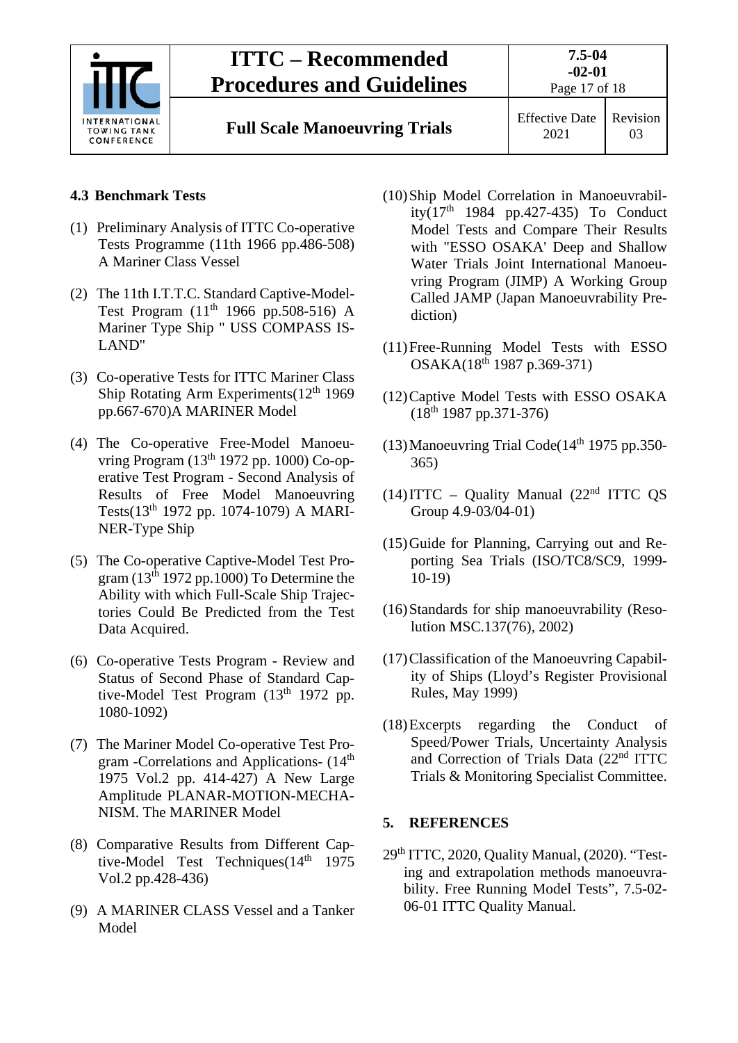### 4.3 Benchmark Tests

(1) Preliminary Analysis of ITTC Co-operative Tests Programme (11th 1966 pp.486-508) A Mariner Class Vessel

(2) The 11th I.T.T.C. Standard Captive-Model-Test Program (11th 1966 pp.508-516) A Mariner Type Ship " USS COMPASS ISLAND"

(3) Co-operative Tests for ITTC Mariner Class Ship Rotating Arm Experiments(12th 1969 pp.667-670)A MARINER Model

(4) The Co-operative Free-Model Manoeuvring Program (13th 1972 pp. 1000) Co-operative Test Program - Second Analysis of Results of Free Model Manoeuvring Tests(13th 1972 pp. 1074-1079) A MARINER-Type Ship

(5) The Co-operative Captive-Model Test Program (13th 1972 pp.1000) To Determine the Ability with which Full-Scale Ship Trajectories Could Be Predicted from the Test Data Acquired.

(6) Co-operative Tests Program - Review and Status of Second Phase of Standard Captive-Model Test Program (13th 1972 pp. 1080-1092)

(7) The Mariner Model Co-operative Test Program -Correlations and Applications- (14th 1975 Vol.2 pp. 414-427) A New Large Amplitude PLANAR-MOTION-MECHANISM. The MARINER Model

(8) Comparative Results from Different Captive-Model Test Techniques(14th 1975 Vol.2 pp.428-436)

(9) A MARINER CLASS Vessel and a Tanker Model

(10) Ship Model Correlation in Manoeuvrability(17th 1984 pp.427-435) To Conduct Model Tests and Compare Their Results with "ESSO OSAKA' Deep and Shallow Water Trials Joint International Manoeuvring Program (JIMP) A Working Group Called JAMP (Japan Manoeuvrability Prediction)

(11) Free-Running Model Tests with ESSO OSAKA(18th 1987 p.369-371)

(12) Captive Model Tests with ESSO OSAKA (18th 1987 pp.371-376)

(13) Manoeuvring Trial Code(14th 1975 pp.350-365)

(14) ITTC – Quality Manual (22nd ITTC QS Group 4.9-03/04-01)

(15) Guide for Planning, Carrying out and Reporting Sea Trials (ISO/TC8/SC9, 1999-10-19)

(16) Standards for ship manoeuvrability (Resolution MSC.137(76), 2002)

(17) Classification of the Manoeuvring Capability of Ships (Lloyd's Register Provisional Rules, May 1999)

(18) Excerpts regarding the Conduct of Speed/Power Trials, Uncertainty Analysis and Correction of Trials Data (22nd ITTC Trials & Monitoring Specialist Committee.

## 5. REFERENCES

29th ITTC, 2020, Quality Manual, (2020). "Testing and extrapolation methods manoeuvrability. Free Running Model Tests", 7.5-02-06-01 ITTC Quality Manual.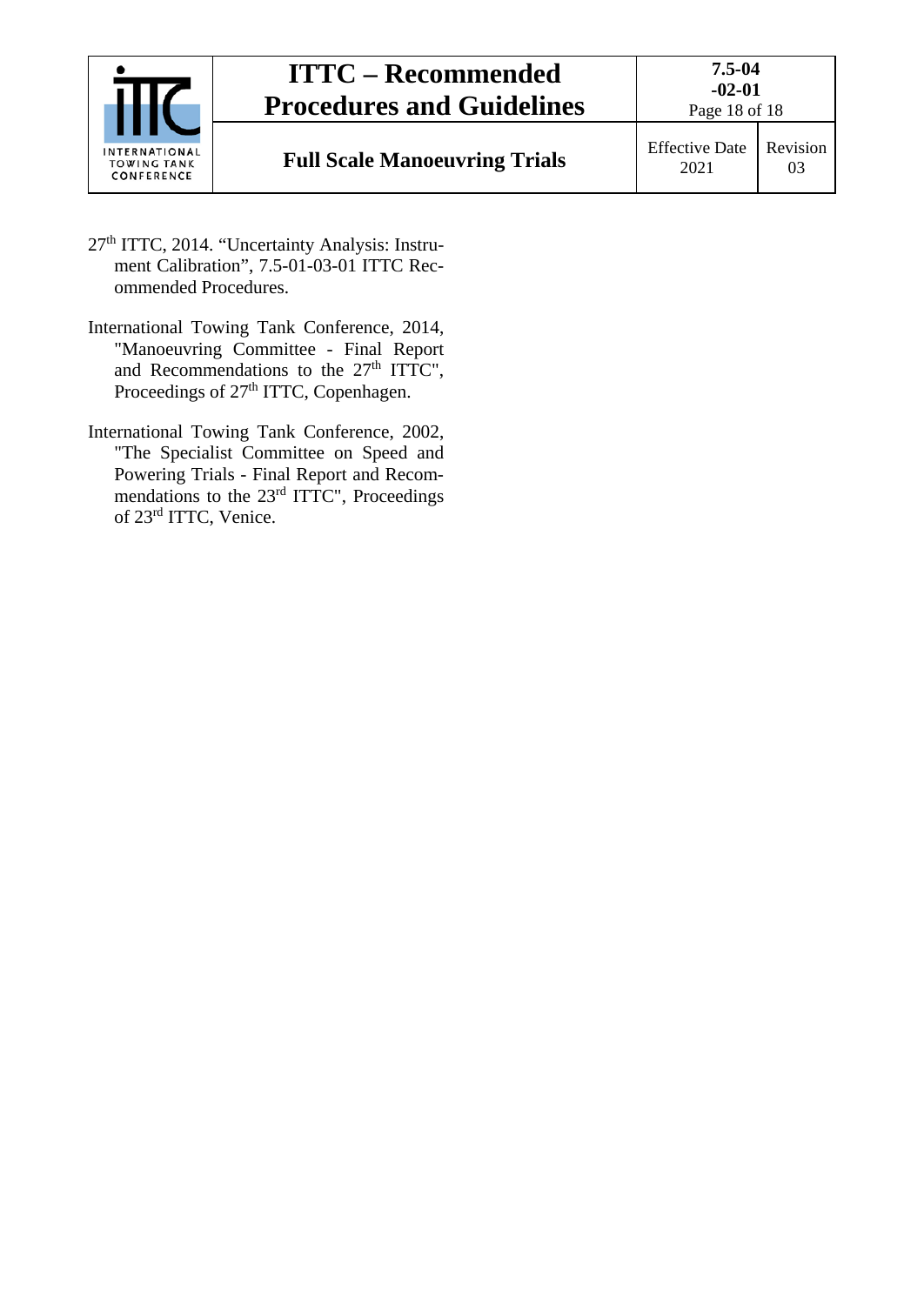27th ITTC, 2014. "Uncertainty Analysis: Instrument Calibration", 7.5-01-03-01 ITTC Recommended Procedures.

International Towing Tank Conference, 2014, "Manoeuvring Committee - Final Report and Recommendations to the 27th ITTC", Proceedings of 27th ITTC, Copenhagen.

International Towing Tank Conference, 2002, "The Specialist Committee on Speed and Powering Trials - Final Report and Recommendations to the 23rd ITTC", Proceedings of 23rd ITTC, Venice.